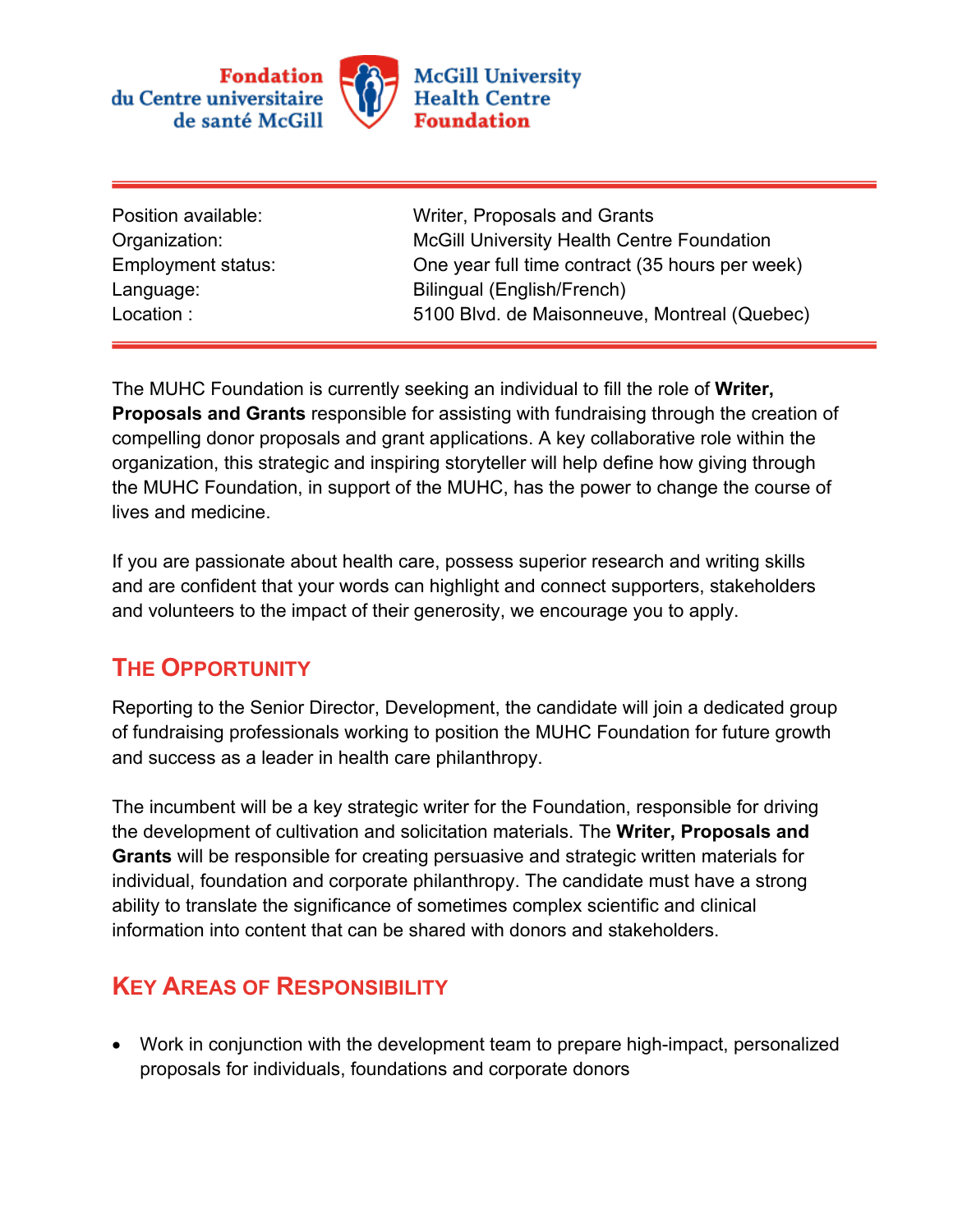Fondation du Centre universitaire de santé McGill

McGill University Health Centre Foundation

| Position available: | Writer, Proposals and Grants |
| --- | --- |
| Organization: | McGill University Health Centre Foundation |
| Employment status: | One year full time contract (35 hours per week) |
| Language: | Bilingual (English/French) |
| Location : | 5100 Blvd. de Maisonneuve, Montreal (Quebec) |

The MUHC Foundation is currently seeking an individual to fill the role of **Writer, Proposals and Grants** responsible for assisting with fundraising through the creation of compelling donor proposals and grant applications. A key collaborative role within the organization, this strategic and inspiring storyteller will help define how giving through the MUHC Foundation, in support of the MUHC, has the power to change the course of lives and medicine.

If you are passionate about health care, possess superior research and writing skills and are confident that your words can highlight and connect supporters, stakeholders and volunteers to the impact of their generosity, we encourage you to apply.

## The Opportunity

Reporting to the Senior Director, Development, the candidate will join a dedicated group of fundraising professionals working to position the MUHC Foundation for future growth and success as a leader in health care philanthropy.

The incumbent will be a key strategic writer for the Foundation, responsible for driving the development of cultivation and solicitation materials. The **Writer, Proposals and Grants** will be responsible for creating persuasive and strategic written materials for individual, foundation and corporate philanthropy. The candidate must have a strong ability to translate the significance of sometimes complex scientific and clinical information into content that can be shared with donors and stakeholders.

## Key Areas of Responsibility

- Work in conjunction with the development team to prepare high-impact, personalized proposals for individuals, foundations and corporate donors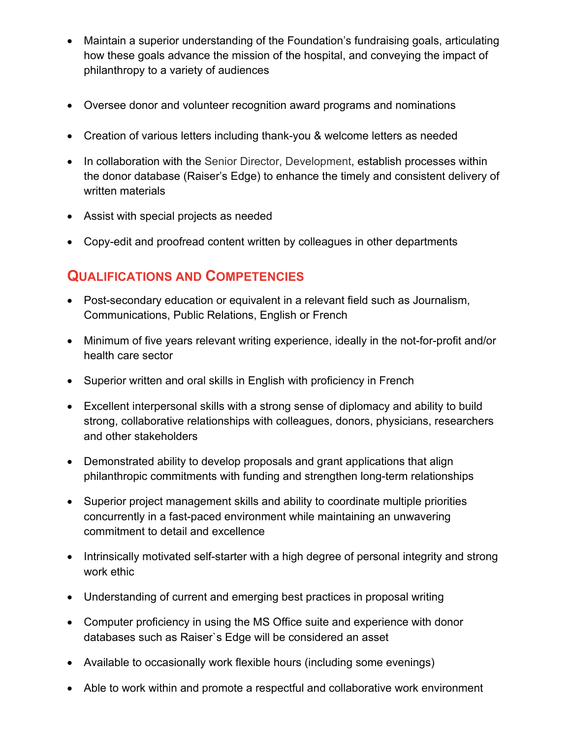- Maintain a superior understanding of the Foundation's fundraising goals, articulating how these goals advance the mission of the hospital, and conveying the impact of philanthropy to a variety of audiences

- Oversee donor and volunteer recognition award programs and nominations

- Creation of various letters including thank-you & welcome letters as needed

- In collaboration with the Senior Director, Development, establish processes within the donor database (Raiser's Edge) to enhance the timely and consistent delivery of written materials

- Assist with special projects as needed

- Copy-edit and proofread content written by colleagues in other departments

## Qualifications and Competencies

- Post-secondary education or equivalent in a relevant field such as Journalism, Communications, Public Relations, English or French

- Minimum of five years relevant writing experience, ideally in the not-for-profit and/or health care sector

- Superior written and oral skills in English with proficiency in French

- Excellent interpersonal skills with a strong sense of diplomacy and ability to build strong, collaborative relationships with colleagues, donors, physicians, researchers and other stakeholders

- Demonstrated ability to develop proposals and grant applications that align philanthropic commitments with funding and strengthen long-term relationships

- Superior project management skills and ability to coordinate multiple priorities concurrently in a fast-paced environment while maintaining an unwavering commitment to detail and excellence

- Intrinsically motivated self-starter with a high degree of personal integrity and strong work ethic

- Understanding of current and emerging best practices in proposal writing

- Computer proficiency in using the MS Office suite and experience with donor databases such as Raiser`s Edge will be considered an asset

- Available to occasionally work flexible hours (including some evenings)

- Able to work within and promote a respectful and collaborative work environment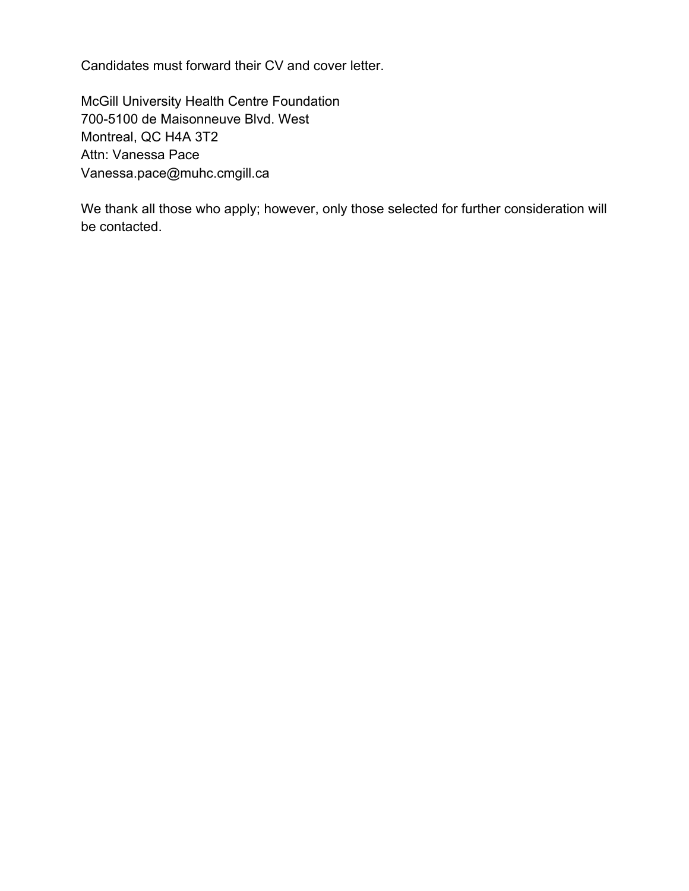Candidates must forward their CV and cover letter.

McGill University Health Centre Foundation
700-5100 de Maisonneuve Blvd. West
Montreal, QC H4A 3T2
Attn: Vanessa Pace
Vanessa.pace@muhc.cmgill.ca

We thank all those who apply; however, only those selected for further consideration will be contacted.